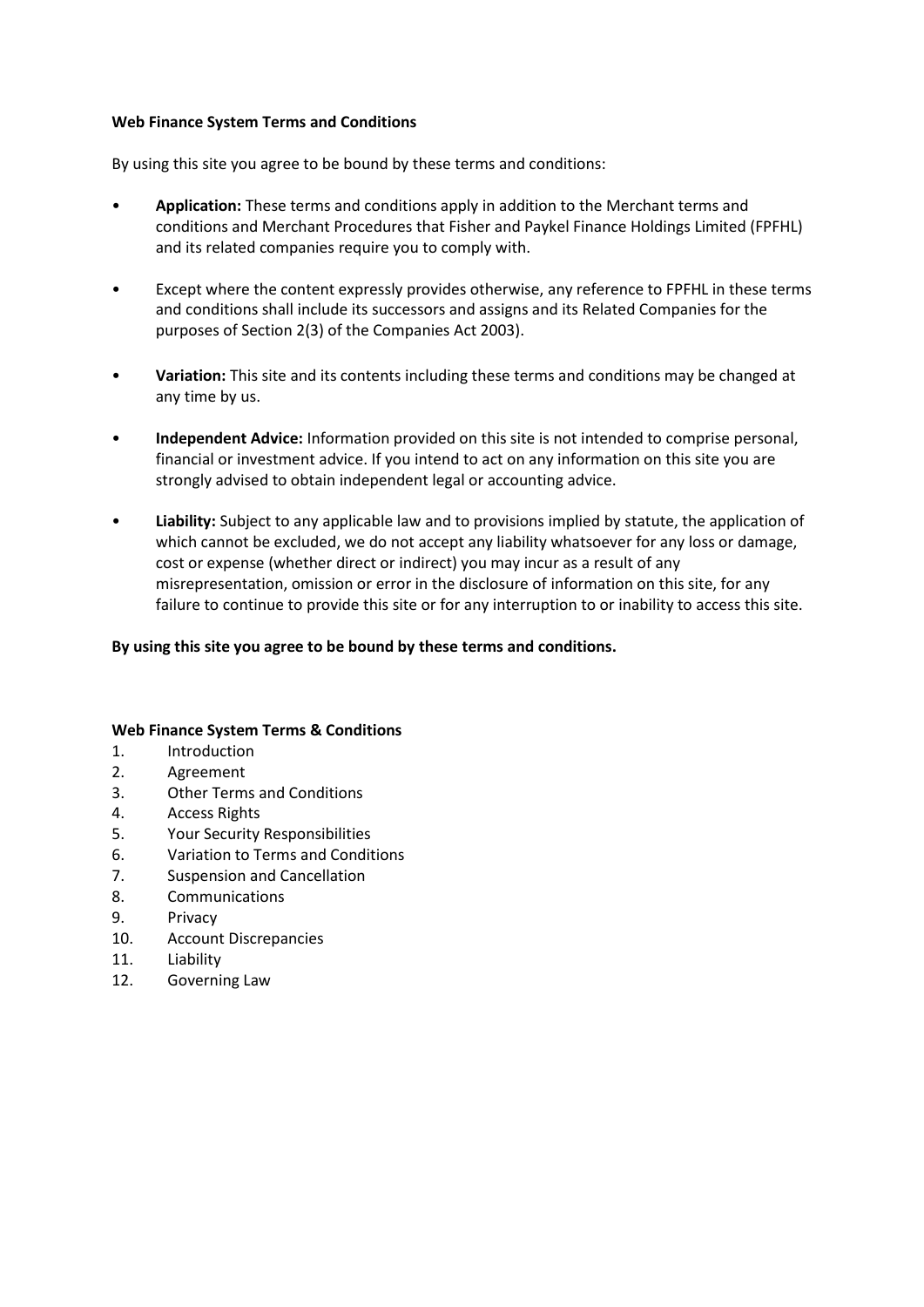**Web Finance System Terms and Conditions**

By using this site you agree to be bound by these terms and conditions:

- **Application:** These terms and conditions apply in addition to the Merchant terms and conditions and Merchant Procedures that Fisher and Paykel Finance Holdings Limited (FPFHL) and its related companies require you to comply with.

- Except where the content expressly provides otherwise, any reference to FPFHL in these terms and conditions shall include its successors and assigns and its Related Companies for the purposes of Section 2(3) of the Companies Act 2003).

- **Variation:** This site and its contents including these terms and conditions may be changed at any time by us.

- **Independent Advice:** Information provided on this site is not intended to comprise personal, financial or investment advice. If you intend to act on any information on this site you are strongly advised to obtain independent legal or accounting advice.

- **Liability:** Subject to any applicable law and to provisions implied by statute, the application of which cannot be excluded, we do not accept any liability whatsoever for any loss or damage, cost or expense (whether direct or indirect) you may incur as a result of any misrepresentation, omission or error in the disclosure of information on this site, for any failure to continue to provide this site or for any interruption to or inability to access this site.

**By using this site you agree to be bound by these terms and conditions.**

**Web Finance System Terms & Conditions**

1. Introduction
2. Agreement
3. Other Terms and Conditions
4. Access Rights
5. Your Security Responsibilities
6. Variation to Terms and Conditions
7. Suspension and Cancellation
8. Communications
9. Privacy
10. Account Discrepancies
11. Liability
12. Governing Law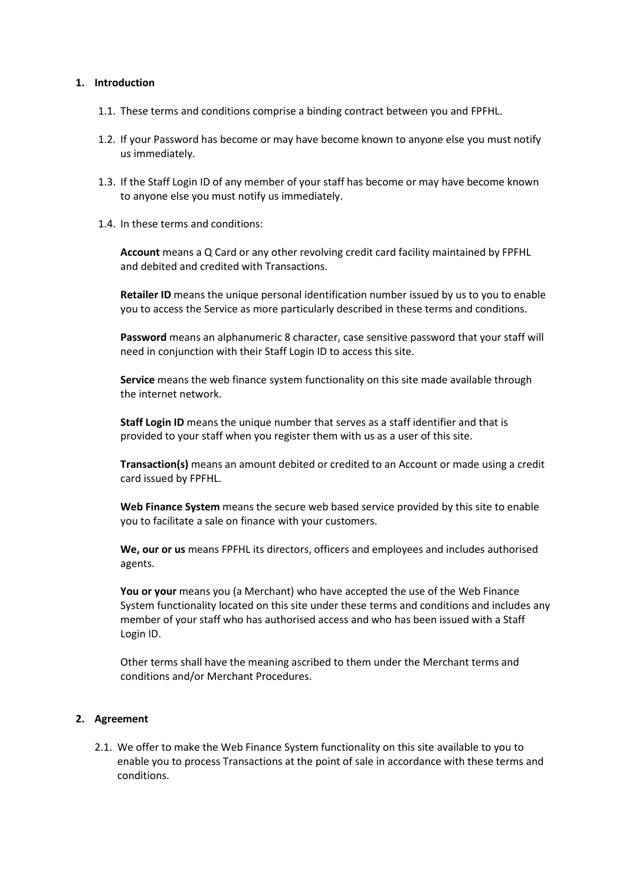## 1. Introduction

1.1. These terms and conditions comprise a binding contract between you and FPFHL.

1.2. If your Password has become or may have become known to anyone else you must notify us immediately.

1.3. If the Staff Login ID of any member of your staff has become or may have become known to anyone else you must notify us immediately.

1.4. In these terms and conditions:

**Account** means a Q Card or any other revolving credit card facility maintained by FPFHL and debited and credited with Transactions.

**Retailer ID** means the unique personal identification number issued by us to you to enable you to access the Service as more particularly described in these terms and conditions.

**Password** means an alphanumeric 8 character, case sensitive password that your staff will need in conjunction with their Staff Login ID to access this site.

**Service** means the web finance system functionality on this site made available through the internet network.

**Staff Login ID** means the unique number that serves as a staff identifier and that is provided to your staff when you register them with us as a user of this site.

**Transaction(s)** means an amount debited or credited to an Account or made using a credit card issued by FPFHL.

**Web Finance System** means the secure web based service provided by this site to enable you to facilitate a sale on finance with your customers.

**We, our or us** means FPFHL its directors, officers and employees and includes authorised agents.

**You or your** means you (a Merchant) who have accepted the use of the Web Finance System functionality located on this site under these terms and conditions and includes any member of your staff who has authorised access and who has been issued with a Staff Login ID.

Other terms shall have the meaning ascribed to them under the Merchant terms and conditions and/or Merchant Procedures.

## 2. Agreement

2.1. We offer to make the Web Finance System functionality on this site available to you to enable you to process Transactions at the point of sale in accordance with these terms and conditions.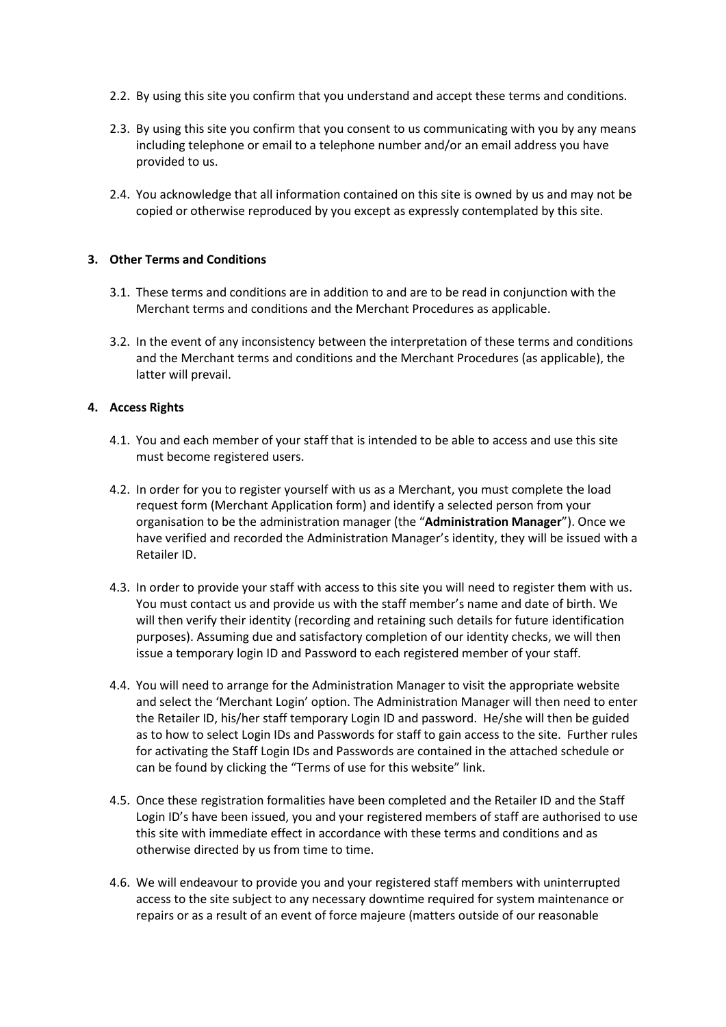2.2. By using this site you confirm that you understand and accept these terms and conditions.

2.3. By using this site you confirm that you consent to us communicating with you by any means including telephone or email to a telephone number and/or an email address you have provided to us.

2.4. You acknowledge that all information contained on this site is owned by us and may not be copied or otherwise reproduced by you except as expressly contemplated by this site.

### 3. Other Terms and Conditions

3.1. These terms and conditions are in addition to and are to be read in conjunction with the Merchant terms and conditions and the Merchant Procedures as applicable.

3.2. In the event of any inconsistency between the interpretation of these terms and conditions and the Merchant terms and conditions and the Merchant Procedures (as applicable), the latter will prevail.

### 4. Access Rights

4.1. You and each member of your staff that is intended to be able to access and use this site must become registered users.

4.2. In order for you to register yourself with us as a Merchant, you must complete the load request form (Merchant Application form) and identify a selected person from your organisation to be the administration manager (the "**Administration Manager**"). Once we have verified and recorded the Administration Manager's identity, they will be issued with a Retailer ID.

4.3. In order to provide your staff with access to this site you will need to register them with us. You must contact us and provide us with the staff member's name and date of birth. We will then verify their identity (recording and retaining such details for future identification purposes). Assuming due and satisfactory completion of our identity checks, we will then issue a temporary login ID and Password to each registered member of your staff.

4.4. You will need to arrange for the Administration Manager to visit the appropriate website and select the 'Merchant Login' option. The Administration Manager will then need to enter the Retailer ID, his/her staff temporary Login ID and password. He/she will then be guided as to how to select Login IDs and Passwords for staff to gain access to the site. Further rules for activating the Staff Login IDs and Passwords are contained in the attached schedule or can be found by clicking the "Terms of use for this website" link.

4.5. Once these registration formalities have been completed and the Retailer ID and the Staff Login ID's have been issued, you and your registered members of staff are authorised to use this site with immediate effect in accordance with these terms and conditions and as otherwise directed by us from time to time.

4.6. We will endeavour to provide you and your registered staff members with uninterrupted access to the site subject to any necessary downtime required for system maintenance or repairs or as a result of an event of force majeure (matters outside of our reasonable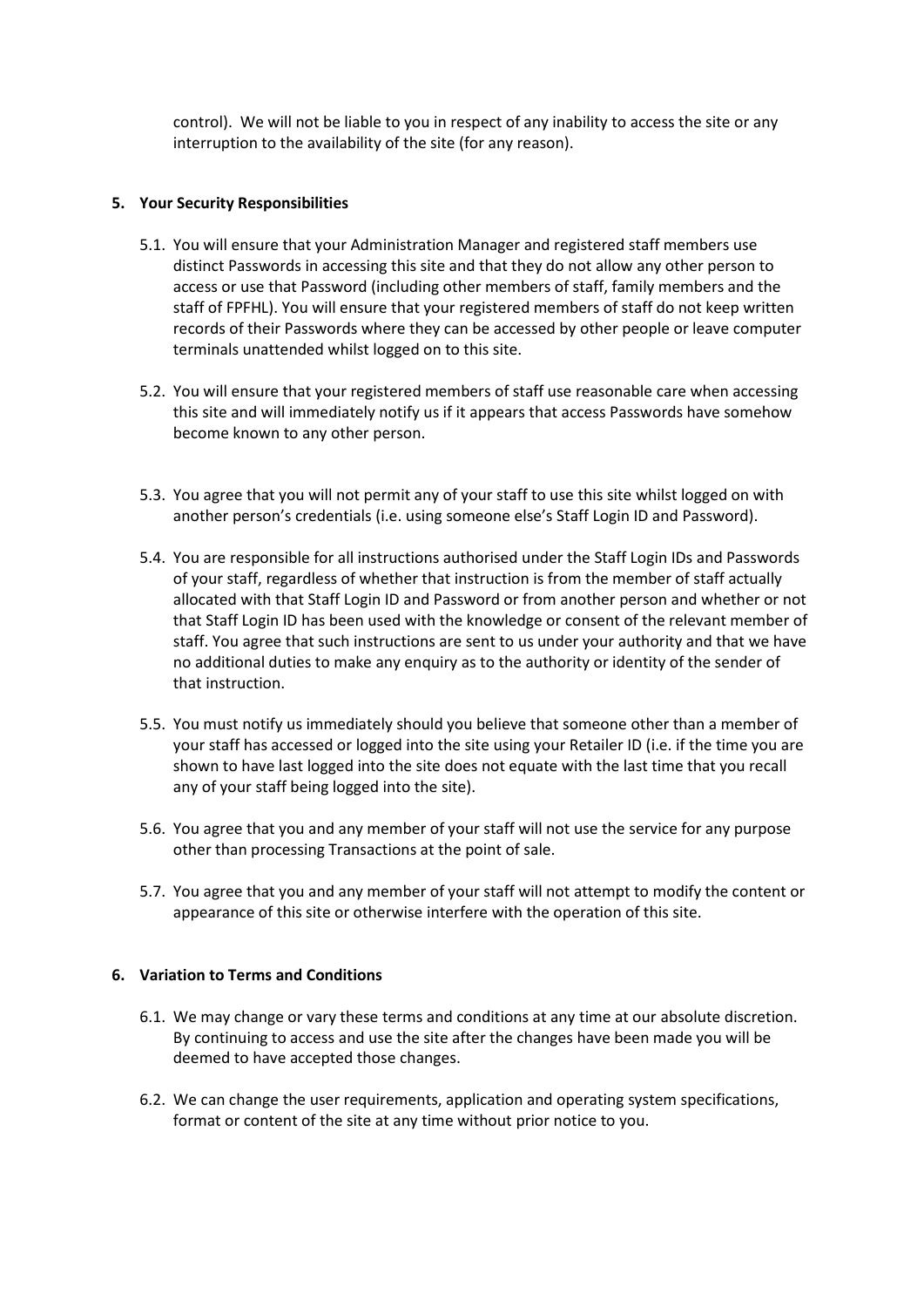control). We will not be liable to you in respect of any inability to access the site or any interruption to the availability of the site (for any reason).

## 5. Your Security Responsibilities

5.1. You will ensure that your Administration Manager and registered staff members use distinct Passwords in accessing this site and that they do not allow any other person to access or use that Password (including other members of staff, family members and the staff of FPFHL). You will ensure that your registered members of staff do not keep written records of their Passwords where they can be accessed by other people or leave computer terminals unattended whilst logged on to this site.

5.2. You will ensure that your registered members of staff use reasonable care when accessing this site and will immediately notify us if it appears that access Passwords have somehow become known to any other person.

5.3. You agree that you will not permit any of your staff to use this site whilst logged on with another person's credentials (i.e. using someone else's Staff Login ID and Password).

5.4. You are responsible for all instructions authorised under the Staff Login IDs and Passwords of your staff, regardless of whether that instruction is from the member of staff actually allocated with that Staff Login ID and Password or from another person and whether or not that Staff Login ID has been used with the knowledge or consent of the relevant member of staff. You agree that such instructions are sent to us under your authority and that we have no additional duties to make any enquiry as to the authority or identity of the sender of that instruction.

5.5. You must notify us immediately should you believe that someone other than a member of your staff has accessed or logged into the site using your Retailer ID (i.e. if the time you are shown to have last logged into the site does not equate with the last time that you recall any of your staff being logged into the site).

5.6. You agree that you and any member of your staff will not use the service for any purpose other than processing Transactions at the point of sale.

5.7. You agree that you and any member of your staff will not attempt to modify the content or appearance of this site or otherwise interfere with the operation of this site.

## 6. Variation to Terms and Conditions

6.1. We may change or vary these terms and conditions at any time at our absolute discretion. By continuing to access and use the site after the changes have been made you will be deemed to have accepted those changes.

6.2. We can change the user requirements, application and operating system specifications, format or content of the site at any time without prior notice to you.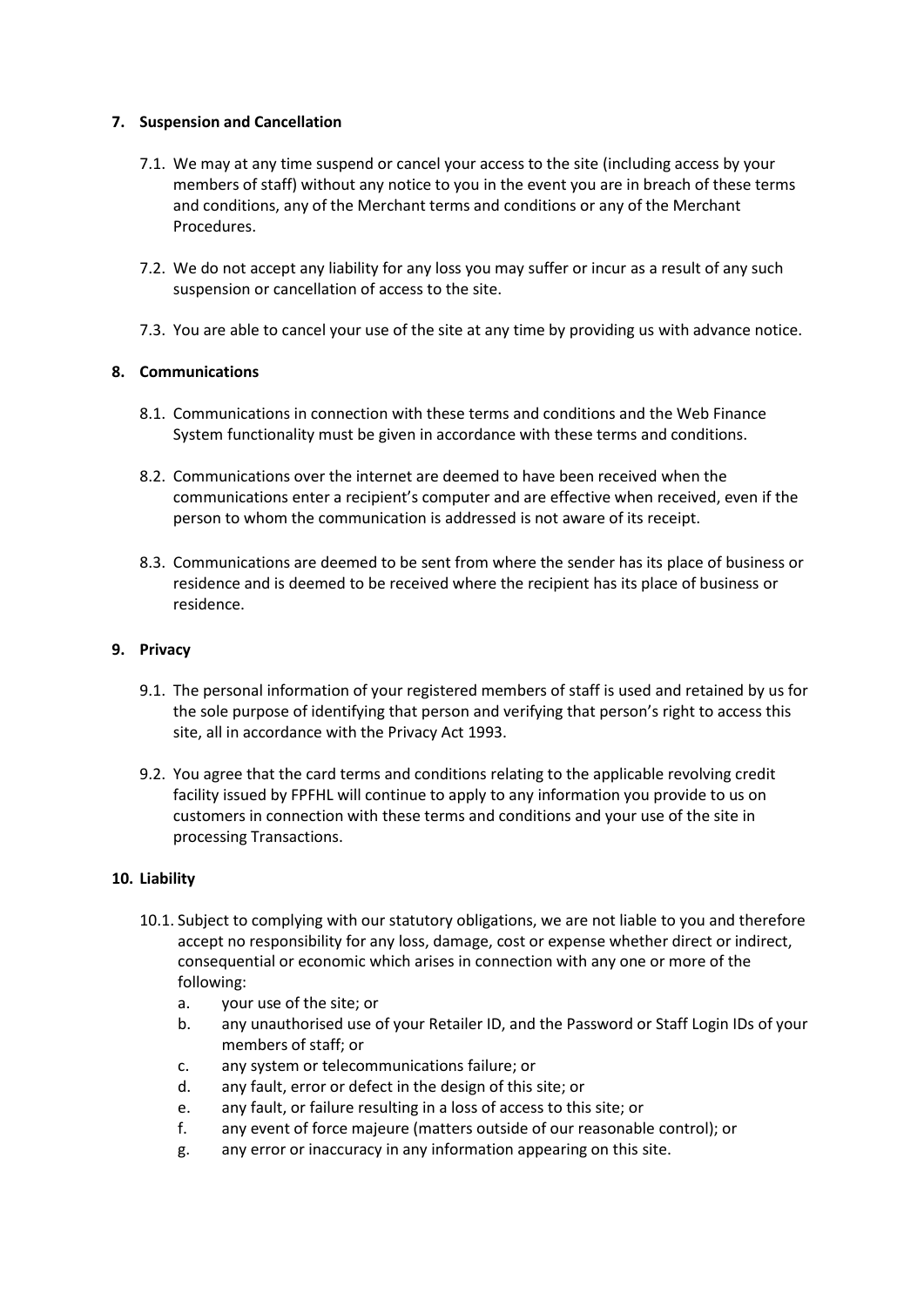**7. Suspension and Cancellation**

7.1. We may at any time suspend or cancel your access to the site (including access by your members of staff) without any notice to you in the event you are in breach of these terms and conditions, any of the Merchant terms and conditions or any of the Merchant Procedures.

7.2. We do not accept any liability for any loss you may suffer or incur as a result of any such suspension or cancellation of access to the site.

7.3. You are able to cancel your use of the site at any time by providing us with advance notice.

**8. Communications**

8.1. Communications in connection with these terms and conditions and the Web Finance System functionality must be given in accordance with these terms and conditions.

8.2. Communications over the internet are deemed to have been received when the communications enter a recipient's computer and are effective when received, even if the person to whom the communication is addressed is not aware of its receipt.

8.3. Communications are deemed to be sent from where the sender has its place of business or residence and is deemed to be received where the recipient has its place of business or residence.

**9. Privacy**

9.1. The personal information of your registered members of staff is used and retained by us for the sole purpose of identifying that person and verifying that person's right to access this site, all in accordance with the Privacy Act 1993.

9.2. You agree that the card terms and conditions relating to the applicable revolving credit facility issued by FPFHL will continue to apply to any information you provide to us on customers in connection with these terms and conditions and your use of the site in processing Transactions.

**10. Liability**

10.1. Subject to complying with our statutory obligations, we are not liable to you and therefore accept no responsibility for any loss, damage, cost or expense whether direct or indirect, consequential or economic which arises in connection with any one or more of the following:

a. your use of the site; or
b. any unauthorised use of your Retailer ID, and the Password or Staff Login IDs of your members of staff; or
c. any system or telecommunications failure; or
d. any fault, error or defect in the design of this site; or
e. any fault, or failure resulting in a loss of access to this site; or
f. any event of force majeure (matters outside of our reasonable control); or
g. any error or inaccuracy in any information appearing on this site.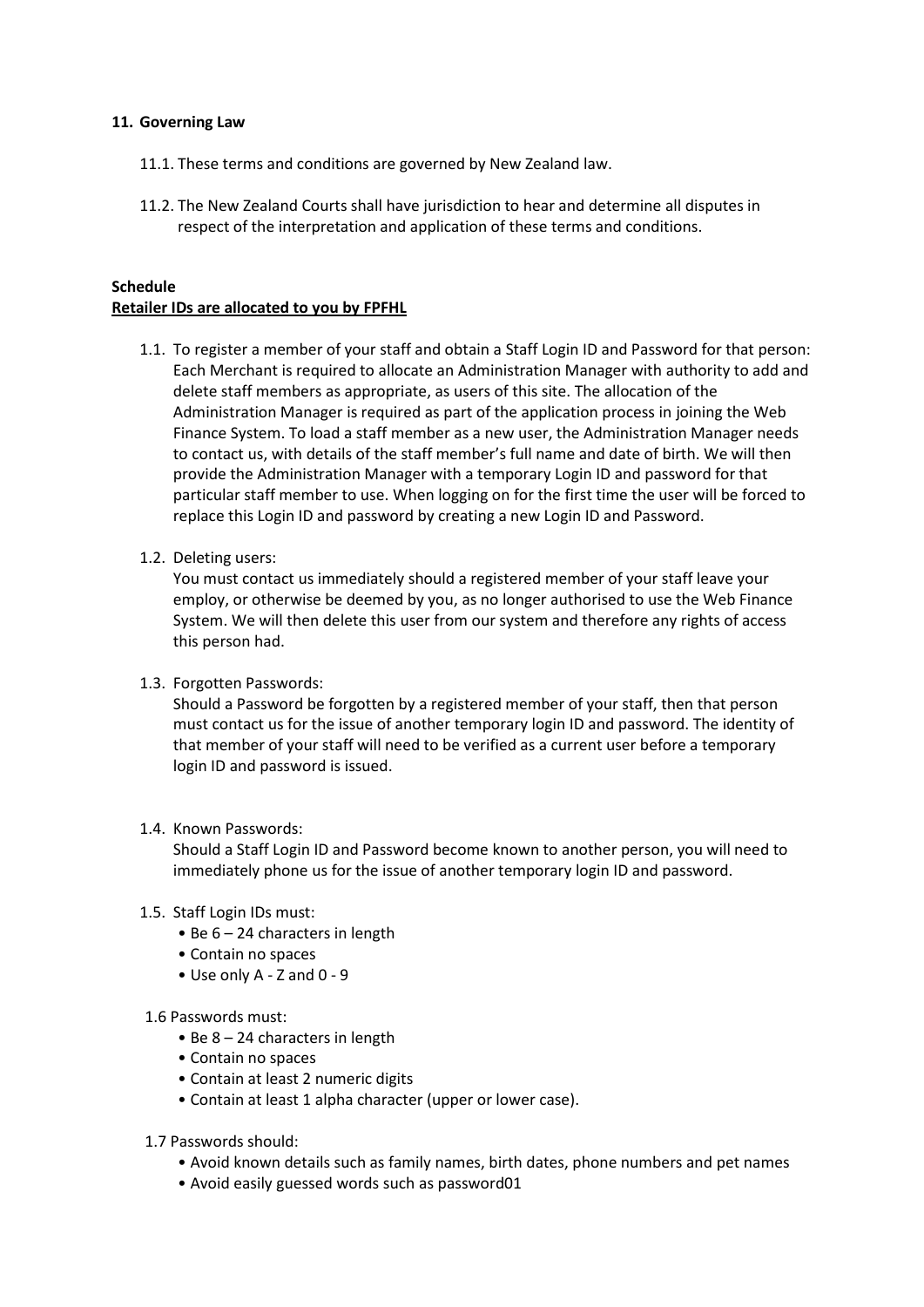**11. Governing Law**

11.1. These terms and conditions are governed by New Zealand law.

11.2. The New Zealand Courts shall have jurisdiction to hear and determine all disputes in respect of the interpretation and application of these terms and conditions.

**Schedule**

**Retailer IDs are allocated to you by FPFHL**

1.1. To register a member of your staff and obtain a Staff Login ID and Password for that person: Each Merchant is required to allocate an Administration Manager with authority to add and delete staff members as appropriate, as users of this site. The allocation of the Administration Manager is required as part of the application process in joining the Web Finance System. To load a staff member as a new user, the Administration Manager needs to contact us, with details of the staff member's full name and date of birth. We will then provide the Administration Manager with a temporary Login ID and password for that particular staff member to use. When logging on for the first time the user will be forced to replace this Login ID and password by creating a new Login ID and Password.

1.2. Deleting users:
You must contact us immediately should a registered member of your staff leave your employ, or otherwise be deemed by you, as no longer authorised to use the Web Finance System. We will then delete this user from our system and therefore any rights of access this person had.

1.3. Forgotten Passwords:
Should a Password be forgotten by a registered member of your staff, then that person must contact us for the issue of another temporary login ID and password. The identity of that member of your staff will need to be verified as a current user before a temporary login ID and password is issued.

1.4. Known Passwords:
Should a Staff Login ID and Password become known to another person, you will need to immediately phone us for the issue of another temporary login ID and password.

1.5. Staff Login IDs must:
- Be 6 – 24 characters in length
- Contain no spaces
- Use only A - Z and 0 - 9

1.6 Passwords must:
- Be 8 – 24 characters in length
- Contain no spaces
- Contain at least 2 numeric digits
- Contain at least 1 alpha character (upper or lower case).

1.7 Passwords should:
- Avoid known details such as family names, birth dates, phone numbers and pet names
- Avoid easily guessed words such as password01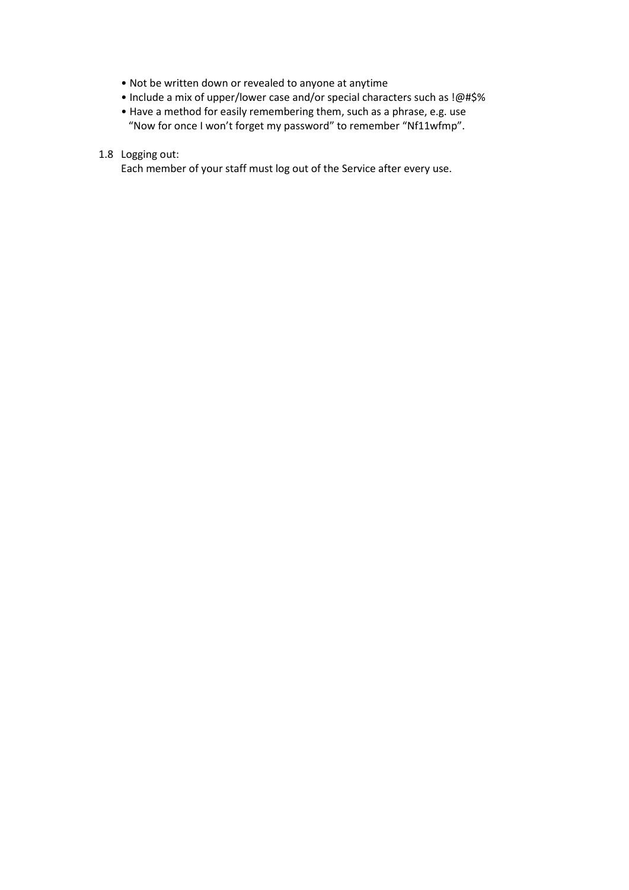- Not be written down or revealed to anyone at anytime
- Include a mix of upper/lower case and/or special characters such as !@#$%
- Have a method for easily remembering them, such as a phrase, e.g. use "Now for once I won't forget my password" to remember "Nf11wfmp".

1.8 Logging out:
Each member of your staff must log out of the Service after every use.